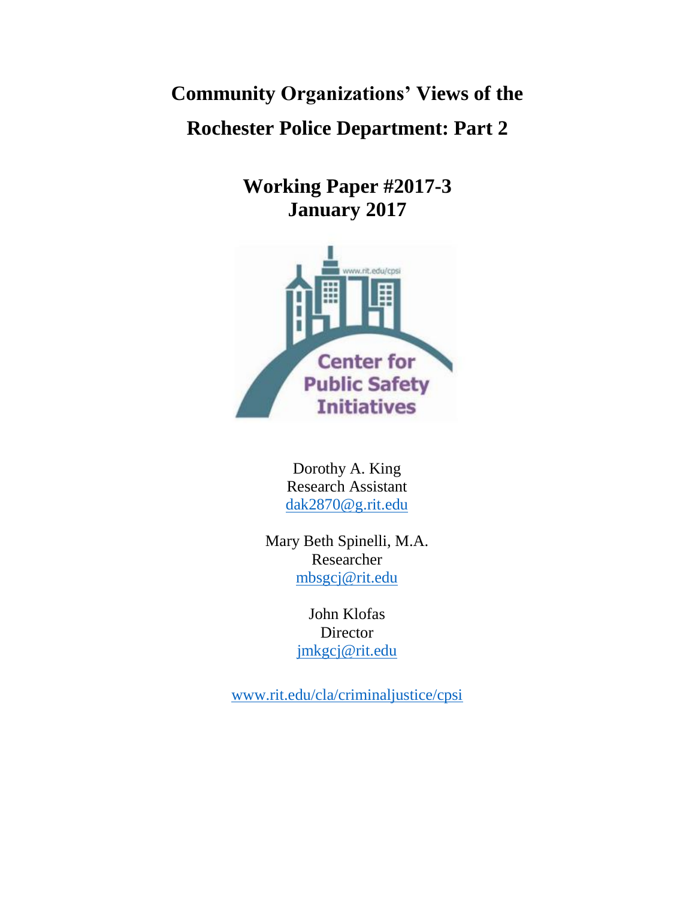# Community Organizations' Views of the Rochester Police Department: Part 2

## Working Paper #2017-3
## January 2017

Center for Public Safety Initiatives

Dorothy A. King
Research Assistant
dak2870@g.rit.edu

Mary Beth Spinelli, M.A.
Researcher
mbsgcj@rit.edu

John Klofas
Director
jmkgcj@rit.edu

www.rit.edu/cla/criminaljustice/cpsi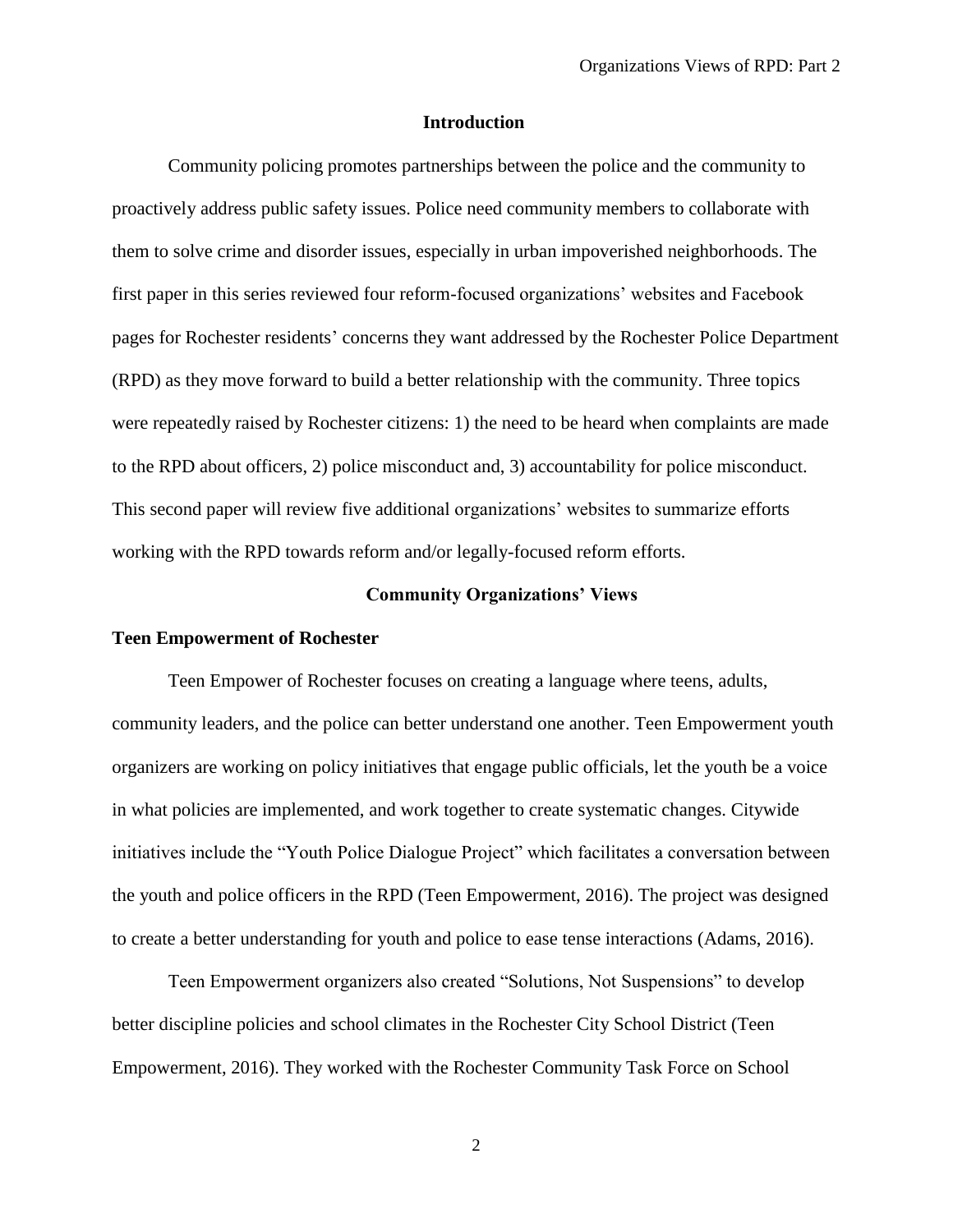## Introduction

Community policing promotes partnerships between the police and the community to proactively address public safety issues. Police need community members to collaborate with them to solve crime and disorder issues, especially in urban impoverished neighborhoods. The first paper in this series reviewed four reform-focused organizations' websites and Facebook pages for Rochester residents' concerns they want addressed by the Rochester Police Department (RPD) as they move forward to build a better relationship with the community. Three topics were repeatedly raised by Rochester citizens: 1) the need to be heard when complaints are made to the RPD about officers, 2) police misconduct and, 3) accountability for police misconduct. This second paper will review five additional organizations' websites to summarize efforts working with the RPD towards reform and/or legally-focused reform efforts.

## Community Organizations' Views

### Teen Empowerment of Rochester

Teen Empower of Rochester focuses on creating a language where teens, adults, community leaders, and the police can better understand one another. Teen Empowerment youth organizers are working on policy initiatives that engage public officials, let the youth be a voice in what policies are implemented, and work together to create systematic changes. Citywide initiatives include the "Youth Police Dialogue Project" which facilitates a conversation between the youth and police officers in the RPD (Teen Empowerment, 2016). The project was designed to create a better understanding for youth and police to ease tense interactions (Adams, 2016).

Teen Empowerment organizers also created "Solutions, Not Suspensions" to develop better discipline policies and school climates in the Rochester City School District (Teen Empowerment, 2016). They worked with the Rochester Community Task Force on School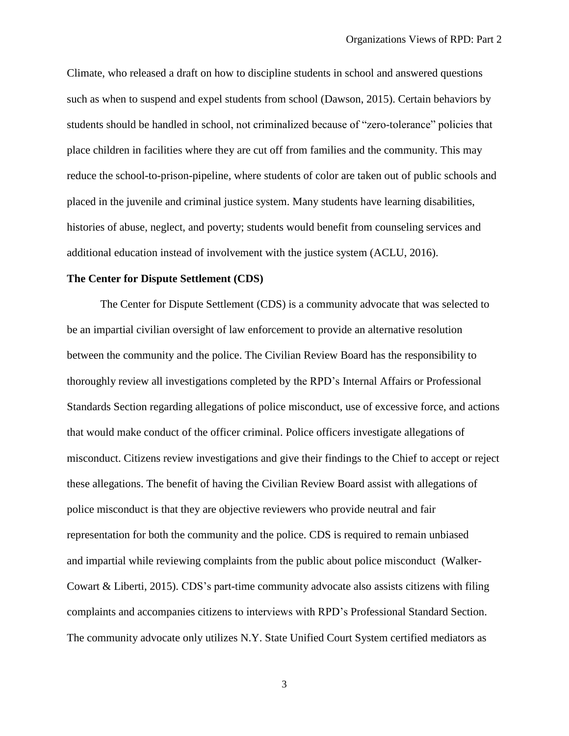Climate, who released a draft on how to discipline students in school and answered questions such as when to suspend and expel students from school (Dawson, 2015). Certain behaviors by students should be handled in school, not criminalized because of "zero-tolerance" policies that place children in facilities where they are cut off from families and the community. This may reduce the school-to-prison-pipeline, where students of color are taken out of public schools and placed in the juvenile and criminal justice system. Many students have learning disabilities, histories of abuse, neglect, and poverty; students would benefit from counseling services and additional education instead of involvement with the justice system (ACLU, 2016).

**The Center for Dispute Settlement (CDS)**

The Center for Dispute Settlement (CDS) is a community advocate that was selected to be an impartial civilian oversight of law enforcement to provide an alternative resolution between the community and the police. The Civilian Review Board has the responsibility to thoroughly review all investigations completed by the RPD's Internal Affairs or Professional Standards Section regarding allegations of police misconduct, use of excessive force, and actions that would make conduct of the officer criminal. Police officers investigate allegations of misconduct. Citizens review investigations and give their findings to the Chief to accept or reject these allegations. The benefit of having the Civilian Review Board assist with allegations of police misconduct is that they are objective reviewers who provide neutral and fair representation for both the community and the police. CDS is required to remain unbiased and impartial while reviewing complaints from the public about police misconduct (Walker-Cowart & Liberti, 2015). CDS's part-time community advocate also assists citizens with filing complaints and accompanies citizens to interviews with RPD's Professional Standard Section. The community advocate only utilizes N.Y. State Unified Court System certified mediators as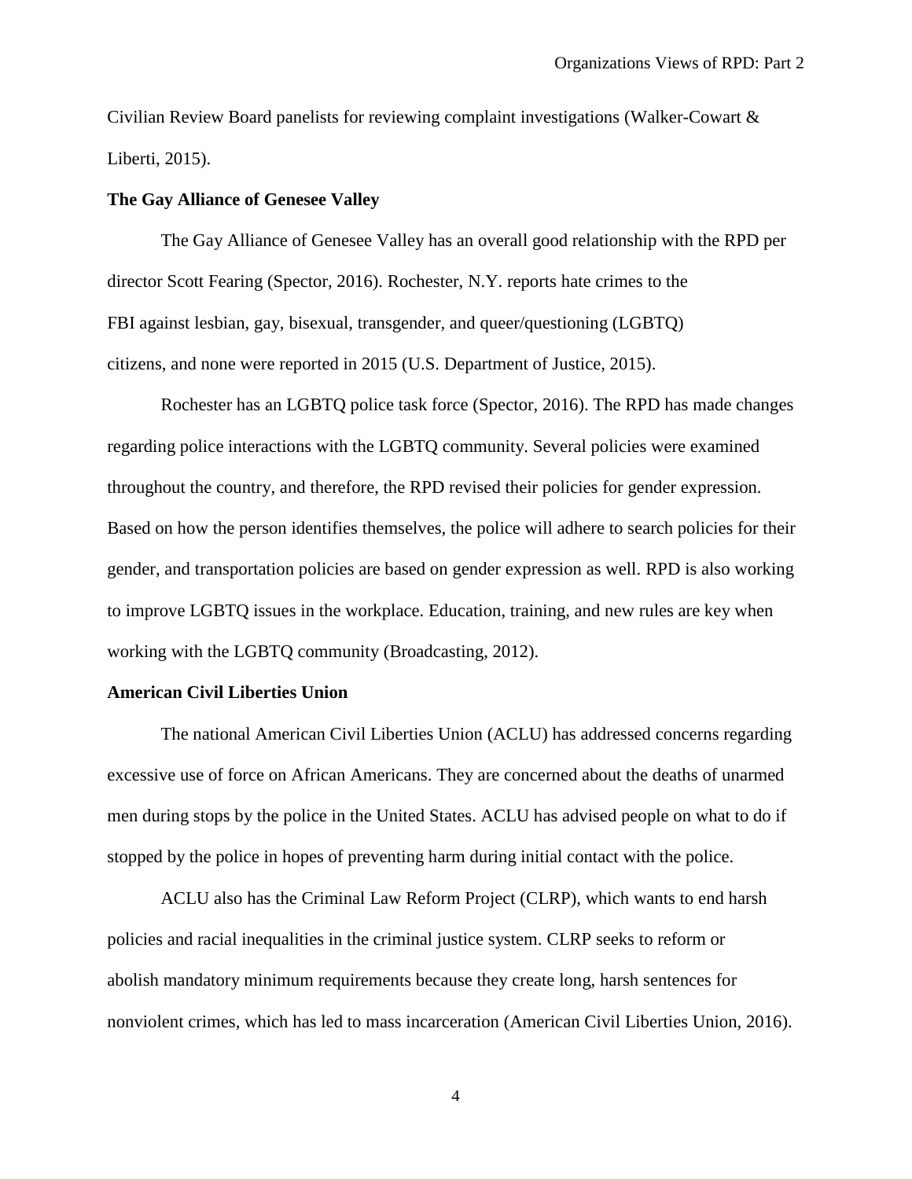Civilian Review Board panelists for reviewing complaint investigations (Walker-Cowart & Liberti, 2015).

### The Gay Alliance of Genesee Valley

The Gay Alliance of Genesee Valley has an overall good relationship with the RPD per director Scott Fearing (Spector, 2016). Rochester, N.Y. reports hate crimes to the FBI against lesbian, gay, bisexual, transgender, and queer/questioning (LGBTQ) citizens, and none were reported in 2015 (U.S. Department of Justice, 2015).

Rochester has an LGBTQ police task force (Spector, 2016). The RPD has made changes regarding police interactions with the LGBTQ community. Several policies were examined throughout the country, and therefore, the RPD revised their policies for gender expression. Based on how the person identifies themselves, the police will adhere to search policies for their gender, and transportation policies are based on gender expression as well. RPD is also working to improve LGBTQ issues in the workplace. Education, training, and new rules are key when working with the LGBTQ community (Broadcasting, 2012).

### American Civil Liberties Union

The national American Civil Liberties Union (ACLU) has addressed concerns regarding excessive use of force on African Americans. They are concerned about the deaths of unarmed men during stops by the police in the United States. ACLU has advised people on what to do if stopped by the police in hopes of preventing harm during initial contact with the police.

ACLU also has the Criminal Law Reform Project (CLRP), which wants to end harsh policies and racial inequalities in the criminal justice system. CLRP seeks to reform or abolish mandatory minimum requirements because they create long, harsh sentences for nonviolent crimes, which has led to mass incarceration (American Civil Liberties Union, 2016).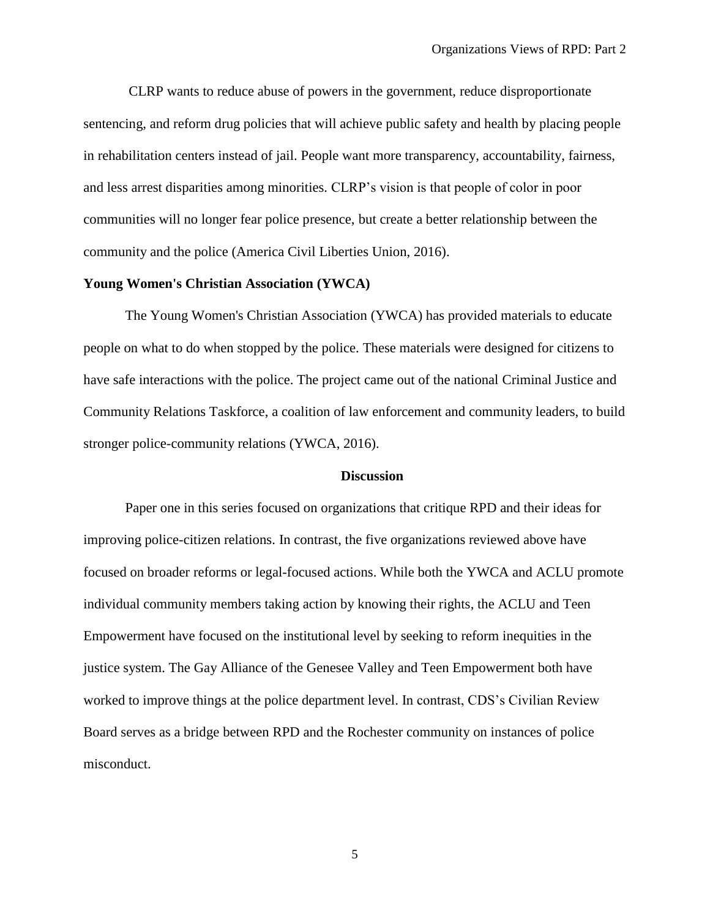CLRP wants to reduce abuse of powers in the government, reduce disproportionate sentencing, and reform drug policies that will achieve public safety and health by placing people in rehabilitation centers instead of jail. People want more transparency, accountability, fairness, and less arrest disparities among minorities. CLRP's vision is that people of color in poor communities will no longer fear police presence, but create a better relationship between the community and the police (America Civil Liberties Union, 2016).

### Young Women's Christian Association (YWCA)

The Young Women's Christian Association (YWCA) has provided materials to educate people on what to do when stopped by the police. These materials were designed for citizens to have safe interactions with the police. The project came out of the national Criminal Justice and Community Relations Taskforce, a coalition of law enforcement and community leaders, to build stronger police-community relations (YWCA, 2016).

## Discussion

Paper one in this series focused on organizations that critique RPD and their ideas for improving police-citizen relations. In contrast, the five organizations reviewed above have focused on broader reforms or legal-focused actions. While both the YWCA and ACLU promote individual community members taking action by knowing their rights, the ACLU and Teen Empowerment have focused on the institutional level by seeking to reform inequities in the justice system. The Gay Alliance of the Genesee Valley and Teen Empowerment both have worked to improve things at the police department level. In contrast, CDS's Civilian Review Board serves as a bridge between RPD and the Rochester community on instances of police misconduct.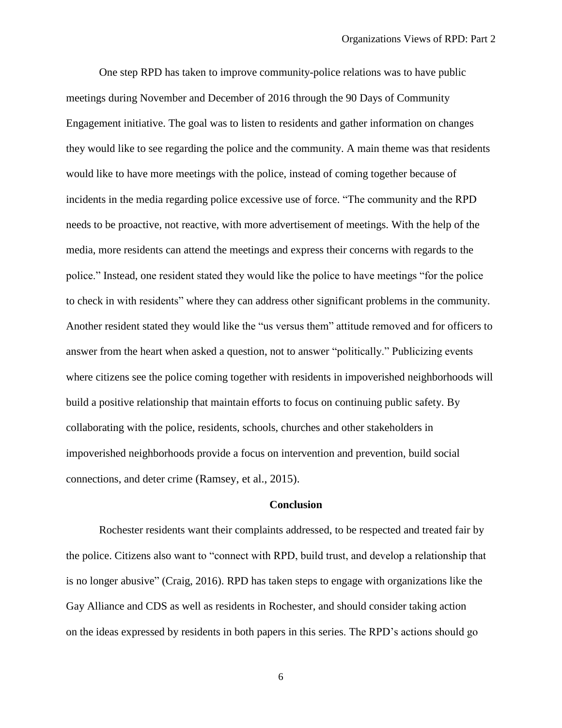One step RPD has taken to improve community-police relations was to have public meetings during November and December of 2016 through the 90 Days of Community Engagement initiative. The goal was to listen to residents and gather information on changes they would like to see regarding the police and the community. A main theme was that residents would like to have more meetings with the police, instead of coming together because of incidents in the media regarding police excessive use of force. "The community and the RPD needs to be proactive, not reactive, with more advertisement of meetings. With the help of the media, more residents can attend the meetings and express their concerns with regards to the police." Instead, one resident stated they would like the police to have meetings "for the police to check in with residents" where they can address other significant problems in the community. Another resident stated they would like the "us versus them" attitude removed and for officers to answer from the heart when asked a question, not to answer "politically." Publicizing events where citizens see the police coming together with residents in impoverished neighborhoods will build a positive relationship that maintain efforts to focus on continuing public safety. By collaborating with the police, residents, schools, churches and other stakeholders in impoverished neighborhoods provide a focus on intervention and prevention, build social connections, and deter crime (Ramsey, et al., 2015).

## Conclusion

Rochester residents want their complaints addressed, to be respected and treated fair by the police. Citizens also want to "connect with RPD, build trust, and develop a relationship that is no longer abusive" (Craig, 2016). RPD has taken steps to engage with organizations like the Gay Alliance and CDS as well as residents in Rochester, and should consider taking action on the ideas expressed by residents in both papers in this series. The RPD's actions should go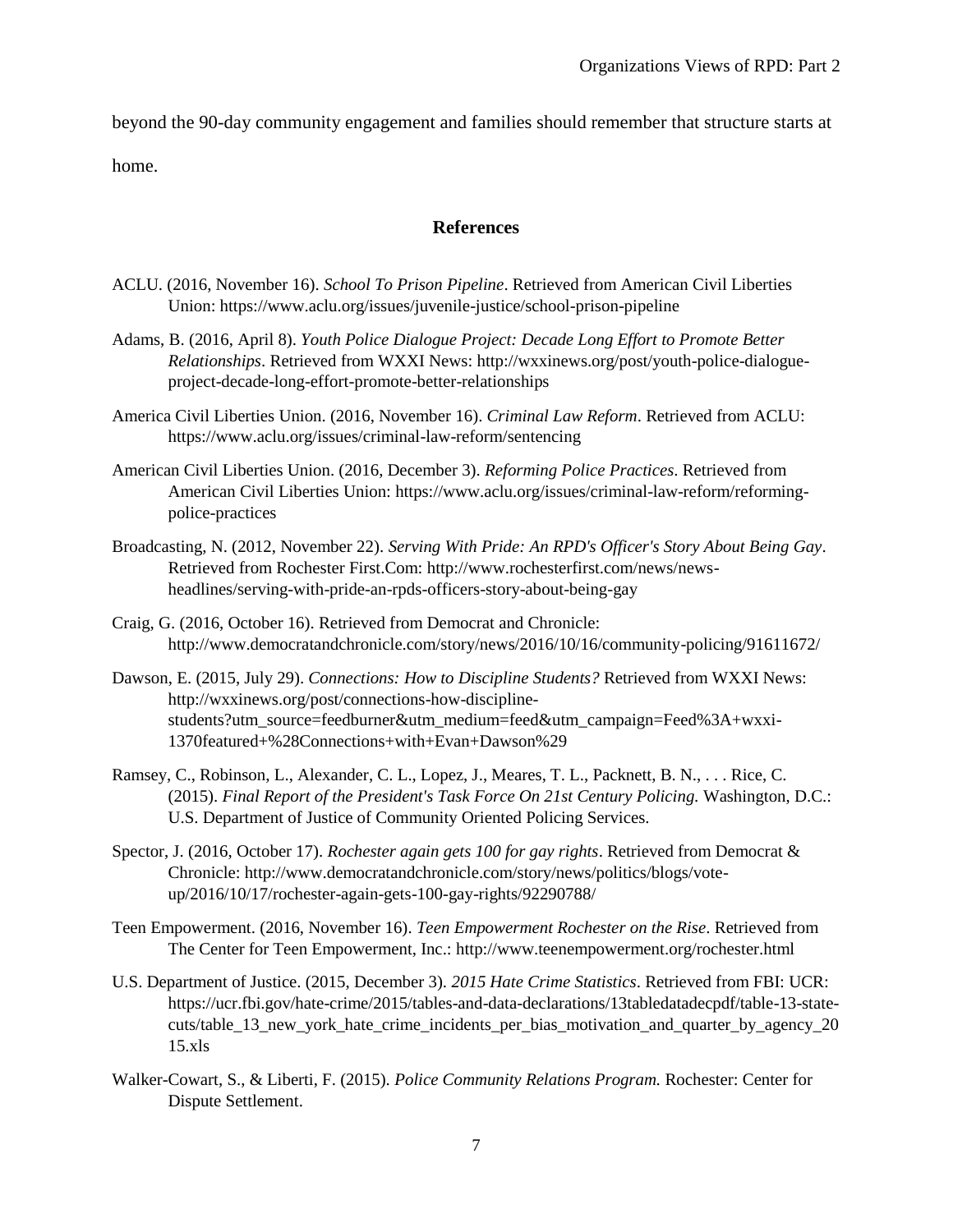beyond the 90-day community engagement and families should remember that structure starts at home.

## References

ACLU. (2016, November 16). *School To Prison Pipeline*. Retrieved from American Civil Liberties Union: https://www.aclu.org/issues/juvenile-justice/school-prison-pipeline

Adams, B. (2016, April 8). *Youth Police Dialogue Project: Decade Long Effort to Promote Better Relationships*. Retrieved from WXXI News: http://wxxinews.org/post/youth-police-dialogue-project-decade-long-effort-promote-better-relationships

America Civil Liberties Union. (2016, November 16). *Criminal Law Reform*. Retrieved from ACLU: https://www.aclu.org/issues/criminal-law-reform/sentencing

American Civil Liberties Union. (2016, December 3). *Reforming Police Practices*. Retrieved from American Civil Liberties Union: https://www.aclu.org/issues/criminal-law-reform/reforming-police-practices

Broadcasting, N. (2012, November 22). *Serving With Pride: An RPD's Officer's Story About Being Gay*. Retrieved from Rochester First.Com: http://www.rochesterfirst.com/news/news-headlines/serving-with-pride-an-rpds-officers-story-about-being-gay

Craig, G. (2016, October 16). Retrieved from Democrat and Chronicle: http://www.democratandchronicle.com/story/news/2016/10/16/community-policing/91611672/

Dawson, E. (2015, July 29). *Connections: How to Discipline Students?* Retrieved from WXXI News: http://wxxinews.org/post/connections-how-discipline-students?utm_source=feedburner&utm_medium=feed&utm_campaign=Feed%3A+wxxi-1370featured+%28Connections+with+Evan+Dawson%29

Ramsey, C., Robinson, L., Alexander, C. L., Lopez, J., Meares, T. L., Packnett, B. N., . . . Rice, C. (2015). *Final Report of the President's Task Force On 21st Century Policing.* Washington, D.C.: U.S. Department of Justice of Community Oriented Policing Services.

Spector, J. (2016, October 17). *Rochester again gets 100 for gay rights*. Retrieved from Democrat & Chronicle: http://www.democratandchronicle.com/story/news/politics/blogs/vote-up/2016/10/17/rochester-again-gets-100-gay-rights/92290788/

Teen Empowerment. (2016, November 16). *Teen Empowerment Rochester on the Rise*. Retrieved from The Center for Teen Empowerment, Inc.: http://www.teenempowerment.org/rochester.html

U.S. Department of Justice. (2015, December 3). *2015 Hate Crime Statistics*. Retrieved from FBI: UCR: https://ucr.fbi.gov/hate-crime/2015/tables-and-data-declarations/13tabledatadecpdf/table-13-state-cuts/table_13_new_york_hate_crime_incidents_per_bias_motivation_and_quarter_by_agency_2015.xls

Walker-Cowart, S., & Liberti, F. (2015). *Police Community Relations Program.* Rochester: Center for Dispute Settlement.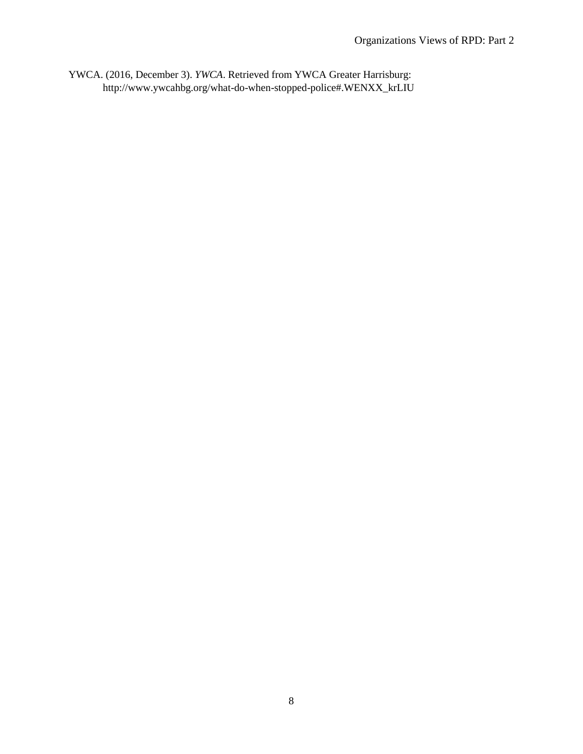YWCA. (2016, December 3). *YWCA*. Retrieved from YWCA Greater Harrisburg: http://www.ywcahbg.org/what-do-when-stopped-police#.WENXX_krLIU